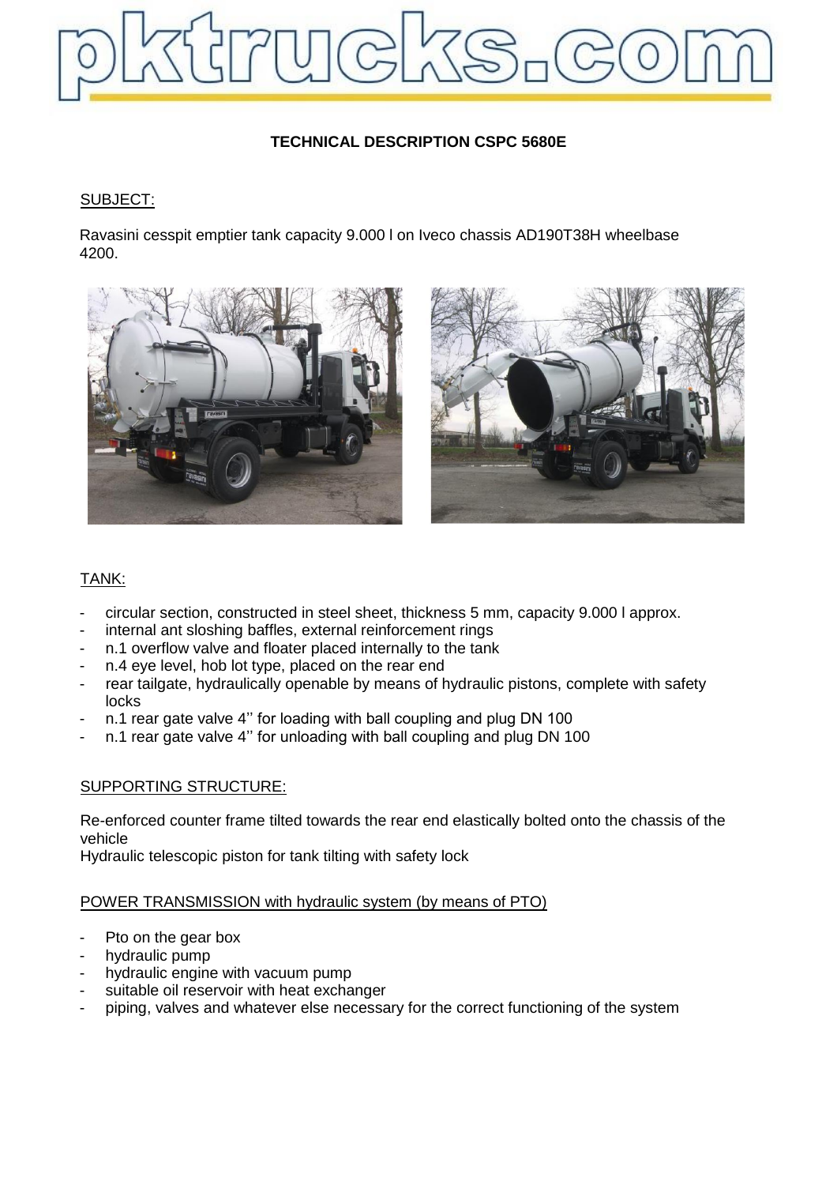# TECHNICAL DESCRIPTION CSPC 5680E

## SUBJECT:

Ravasini cesspit emptier tank capacity 9.000 l on Iveco chassis AD190T38H wheelbase 4200.

## TANK:

- circular section, constructed in steel sheet, thickness 5 mm, capacity 9.000 l approx.
- internal ant sloshing baffles, external reinforcement rings
- n.1 overflow valve and floater placed internally to the tank
- n.4 eye level, hob lot type, placed on the rear end
- rear tailgate, hydraulically openable by means of hydraulic pistons, complete with safety locks
- n.1 rear gate valve 4'' for loading with ball coupling and plug DN 100
- n.1 rear gate valve 4'' for unloading with ball coupling and plug DN 100

## SUPPORTING STRUCTURE:

Re-enforced counter frame tilted towards the rear end elastically bolted onto the chassis of the vehicle
Hydraulic telescopic piston for tank tilting with safety lock

## POWER TRANSMISSION with hydraulic system (by means of PTO)

- Pto on the gear box
- hydraulic pump
- hydraulic engine with vacuum pump
- suitable oil reservoir with heat exchanger
- piping, valves and whatever else necessary for the correct functioning of the system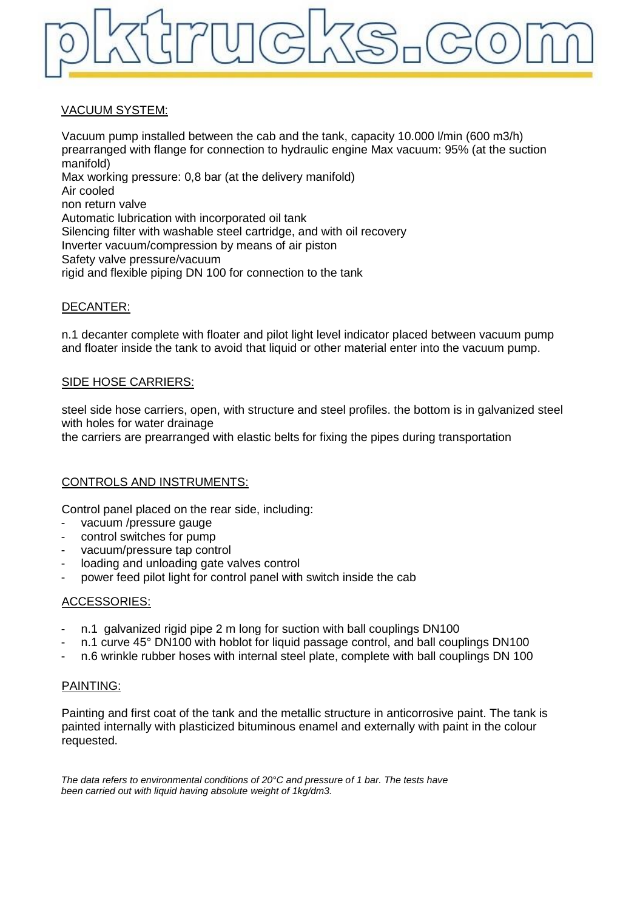## VACUUM SYSTEM:

Vacuum pump installed between the cab and the tank, capacity 10.000 l/min (600 m3/h) prearranged with flange for connection to hydraulic engine Max vacuum: 95% (at the suction manifold)
Max working pressure: 0,8 bar (at the delivery manifold)
Air cooled
non return valve
Automatic lubrication with incorporated oil tank
Silencing filter with washable steel cartridge, and with oil recovery
Inverter vacuum/compression by means of air piston
Safety valve pressure/vacuum
rigid and flexible piping DN 100 for connection to the tank

## DECANTER:

n.1 decanter complete with floater and pilot light level indicator placed between vacuum pump and floater inside the tank to avoid that liquid or other material enter into the vacuum pump.

## SIDE HOSE CARRIERS:

steel side hose carriers, open, with structure and steel profiles. the bottom is in galvanized steel with holes for water drainage
the carriers are prearranged with elastic belts for fixing the pipes during transportation

## CONTROLS AND INSTRUMENTS:

Control panel placed on the rear side, including:
- vacuum /pressure gauge
- control switches for pump
- vacuum/pressure tap control
- loading and unloading gate valves control
- power feed pilot light for control panel with switch inside the cab

## ACCESSORIES:

- n.1 galvanized rigid pipe 2 m long for suction with ball couplings DN100
- n.1 curve 45° DN100 with hoblot for liquid passage control, and ball couplings DN100
- n.6 wrinkle rubber hoses with internal steel plate, complete with ball couplings DN 100

## PAINTING:

Painting and first coat of the tank and the metallic structure in anticorrosive paint. The tank is painted internally with plasticized bituminous enamel and externally with paint in the colour requested.

*The data refers to environmental conditions of 20°C and pressure of 1 bar. The tests have been carried out with liquid having absolute weight of 1kg/dm3.*